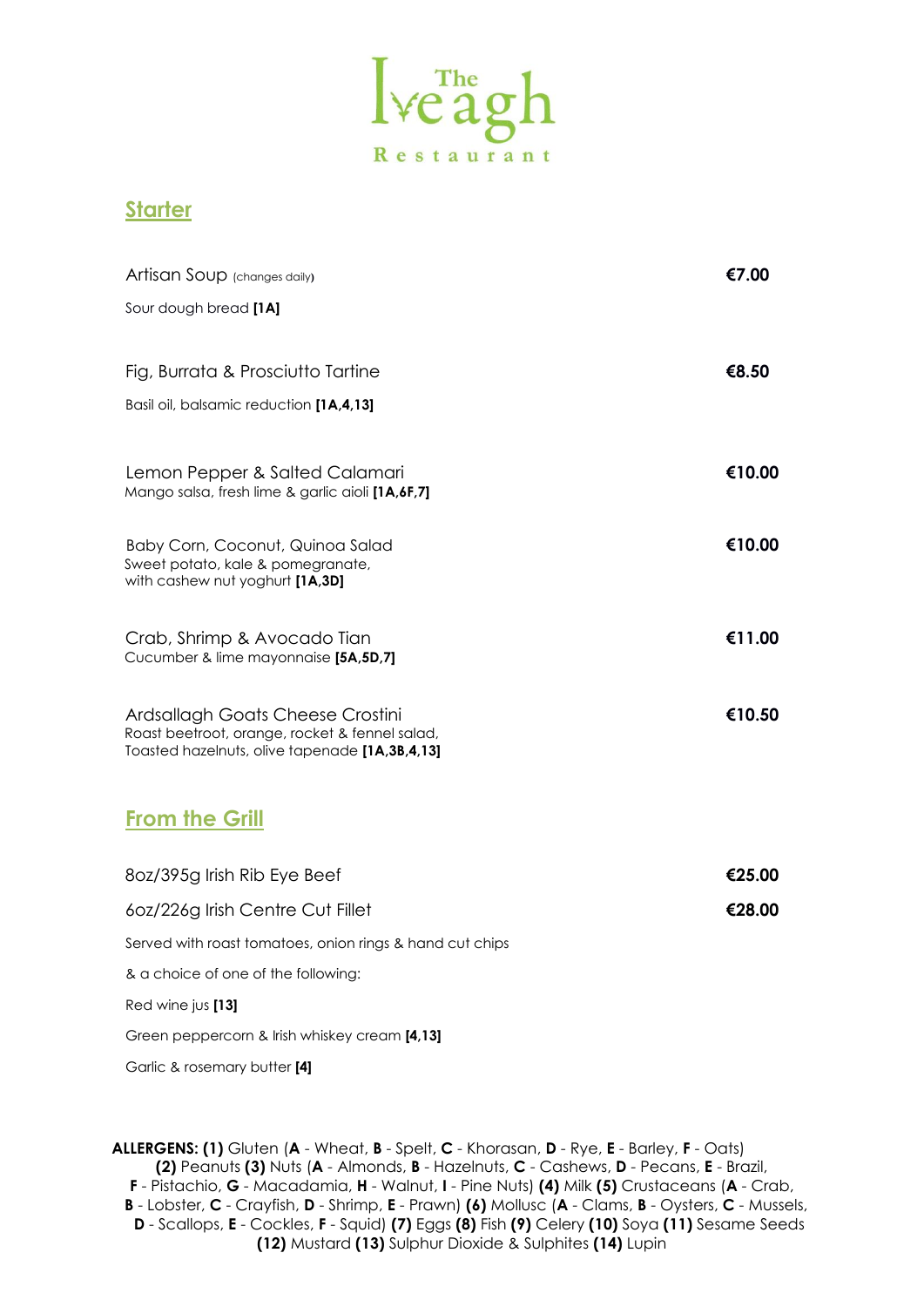# The Iveagh Restaurant

## Starter

Artisan Soup (changes daily) **€7.00**

Sour dough bread **[1A]**

Fig, Burrata & Prosciutto Tartine **€8.50**

Basil oil, balsamic reduction **[1A,4,13]**

Lemon Pepper & Salted Calamari **€10.00**
Mango salsa, fresh lime & garlic aioli **[1A,6F,7]**

Baby Corn, Coconut, Quinoa Salad **€10.00**
Sweet potato, kale & pomegranate,
with cashew nut yoghurt **[1A,3D]**

Crab, Shrimp & Avocado Tian **€11.00**
Cucumber & lime mayonnaise **[5A,5D,7]**

Ardsallagh Goats Cheese Crostini **€10.50**
Roast beetroot, orange, rocket & fennel salad,
Toasted hazelnuts, olive tapenade **[1A,3B,4,13]**

## From the Grill

8oz/395g Irish Rib Eye Beef **€25.00**

6oz/226g Irish Centre Cut Fillet **€28.00**

Served with roast tomatoes, onion rings & hand cut chips

& a choice of one of the following:

Red wine jus **[13]**

Green peppercorn & Irish whiskey cream **[4,13]**

Garlic & rosemary butter **[4]**

**ALLERGENS: (1)** Gluten (**A** - Wheat, **B** - Spelt, **C** - Khorasan, **D** - Rye, **E** - Barley, **F** - Oats) **(2)** Peanuts **(3)** Nuts (**A** - Almonds, **B** - Hazelnuts, **C** - Cashews, **D** - Pecans, **E** - Brazil, **F** - Pistachio, **G** - Macadamia, **H** - Walnut, **I** - Pine Nuts) **(4)** Milk **(5)** Crustaceans (**A** - Crab, **B** - Lobster, **C** - Crayfish, **D** - Shrimp, **E** - Prawn) **(6)** Mollusc (**A** - Clams, **B** - Oysters, **C** - Mussels, **D** - Scallops, **E** - Cockles, **F** - Squid) **(7)** Eggs **(8)** Fish **(9)** Celery **(10)** Soya **(11)** Sesame Seeds **(12)** Mustard **(13)** Sulphur Dioxide & Sulphites **(14)** Lupin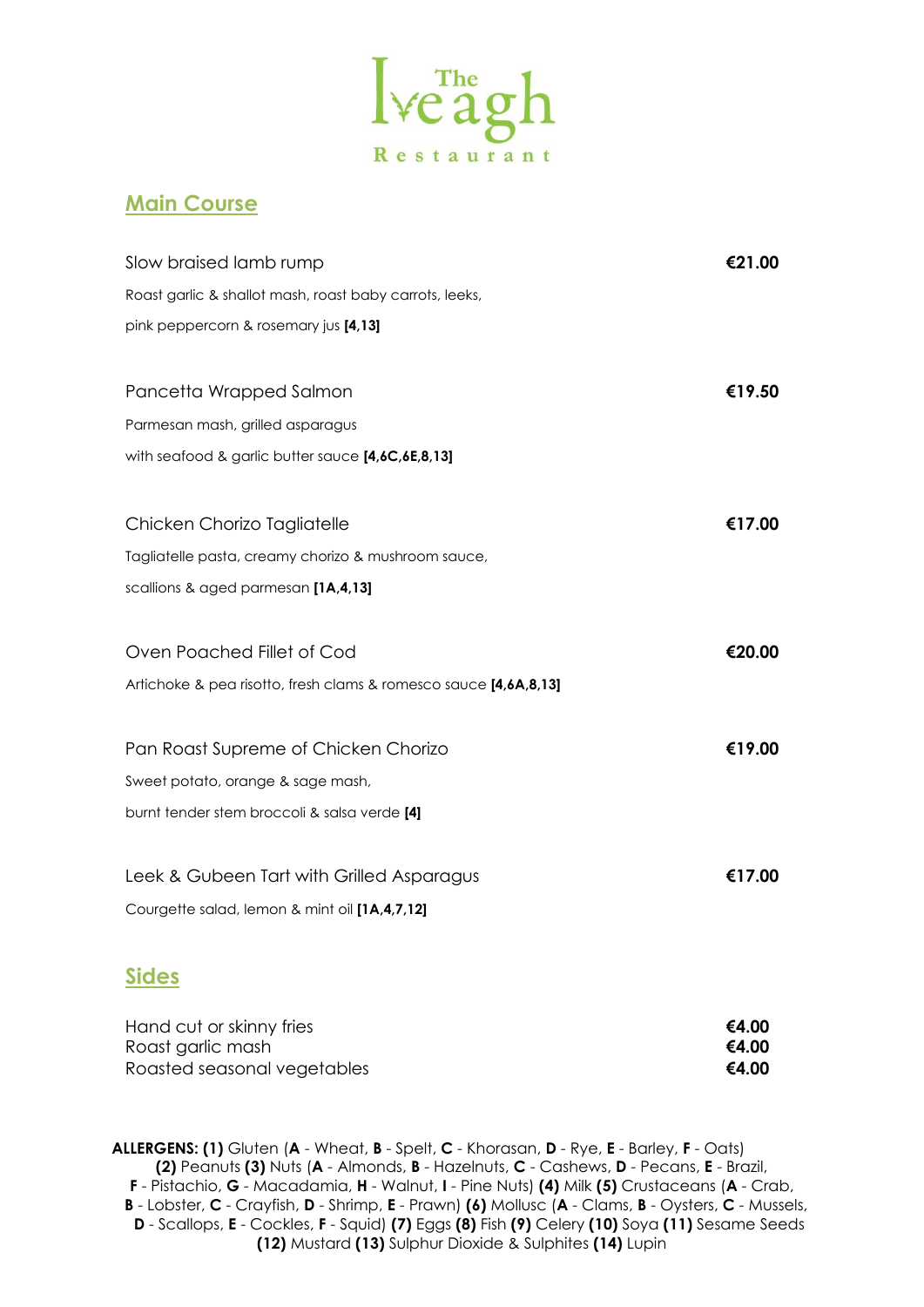# The Iveagh Restaurant

## Main Course

Slow braised lamb rump **€21.00**

Roast garlic & shallot mash, roast baby carrots, leeks,

pink peppercorn & rosemary jus **[4,13]**

Pancetta Wrapped Salmon **€19.50**

Parmesan mash, grilled asparagus

with seafood & garlic butter sauce **[4,6C,6E,8,13]**

Chicken Chorizo Tagliatelle **€17.00**

Tagliatelle pasta, creamy chorizo & mushroom sauce,

scallions & aged parmesan **[1A,4,13]**

Oven Poached Fillet of Cod **€20.00**

Artichoke & pea risotto, fresh clams & romesco sauce **[4,6A,8,13]**

Pan Roast Supreme of Chicken Chorizo **€19.00**

Sweet potato, orange & sage mash,

burnt tender stem broccoli & salsa verde **[4]**

Leek & Gubeen Tart with Grilled Asparagus **€17.00**

Courgette salad, lemon & mint oil **[1A,4,7,12]**

## Sides

Hand cut or skinny fries **€4.00**
Roast garlic mash **€4.00**
Roasted seasonal vegetables **€4.00**

**ALLERGENS: (1)** Gluten (**A** - Wheat, **B** - Spelt, **C** - Khorasan, **D** - Rye, **E** - Barley, **F** - Oats) **(2)** Peanuts **(3)** Nuts (**A** - Almonds, **B** - Hazelnuts, **C** - Cashews, **D** - Pecans, **E** - Brazil, **F** - Pistachio, **G** - Macadamia, **H** - Walnut, **I** - Pine Nuts) **(4)** Milk **(5)** Crustaceans (**A** - Crab, **B** - Lobster, **C** - Crayfish, **D** - Shrimp, **E** - Prawn) **(6)** Mollusc (**A** - Clams, **B** - Oysters, **C** - Mussels, **D** - Scallops, **E** - Cockles, **F** - Squid) **(7)** Eggs **(8)** Fish **(9)** Celery **(10)** Soya **(11)** Sesame Seeds **(12)** Mustard **(13)** Sulphur Dioxide & Sulphites **(14)** Lupin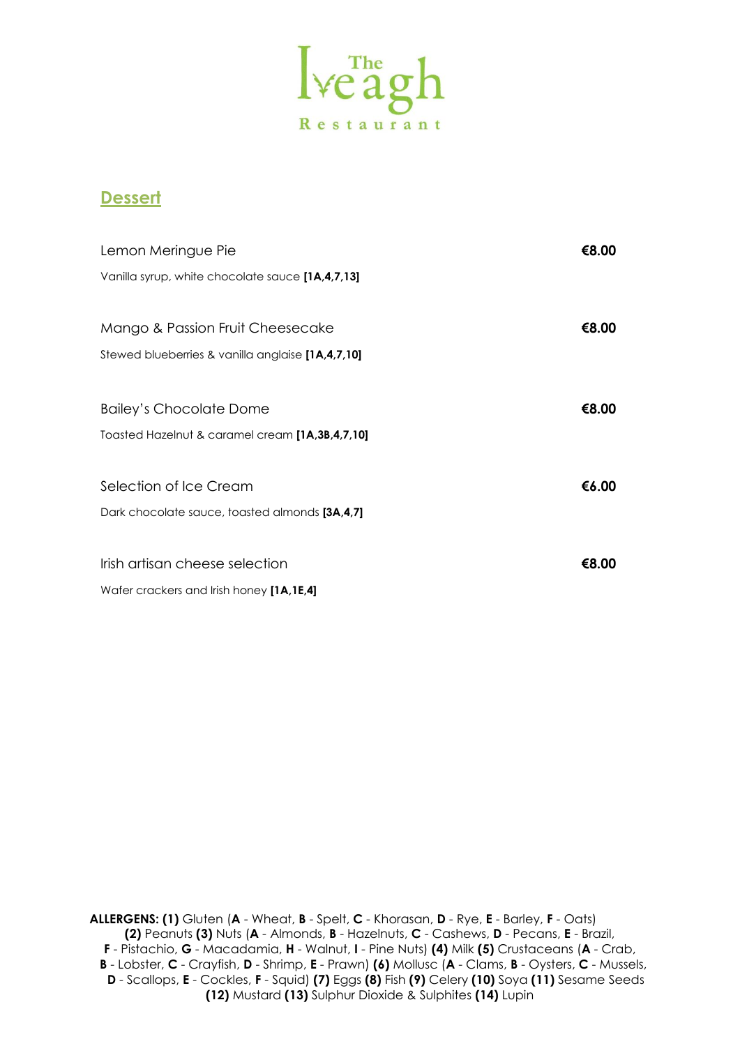# The Iveagh Restaurant

## Dessert

Lemon Meringue Pie **€8.00**

Vanilla syrup, white chocolate sauce **[1A,4,7,13]**

Mango & Passion Fruit Cheesecake **€8.00**

Stewed blueberries & vanilla anglaise **[1A,4,7,10]**

Bailey's Chocolate Dome **€8.00**

Toasted Hazelnut & caramel cream **[1A,3B,4,7,10]**

Selection of Ice Cream **€6.00**

Dark chocolate sauce, toasted almonds **[3A,4,7]**

Irish artisan cheese selection **€8.00**

Wafer crackers and Irish honey **[1A,1E,4]**

**ALLERGENS: (1)** Gluten (**A** - Wheat, **B** - Spelt, **C** - Khorasan, **D** - Rye, **E** - Barley, **F** - Oats) **(2)** Peanuts **(3)** Nuts (**A** - Almonds, **B** - Hazelnuts, **C** - Cashews, **D** - Pecans, **E** - Brazil, **F** - Pistachio, **G** - Macadamia, **H** - Walnut, **I** - Pine Nuts) **(4)** Milk **(5)** Crustaceans (**A** - Crab, **B** - Lobster, **C** - Crayfish, **D** - Shrimp, **E** - Prawn) **(6)** Mollusc (**A** - Clams, **B** - Oysters, **C** - Mussels, **D** - Scallops, **E** - Cockles, **F** - Squid) **(7)** Eggs **(8)** Fish **(9)** Celery **(10)** Soya **(11)** Sesame Seeds **(12)** Mustard **(13)** Sulphur Dioxide & Sulphites **(14)** Lupin